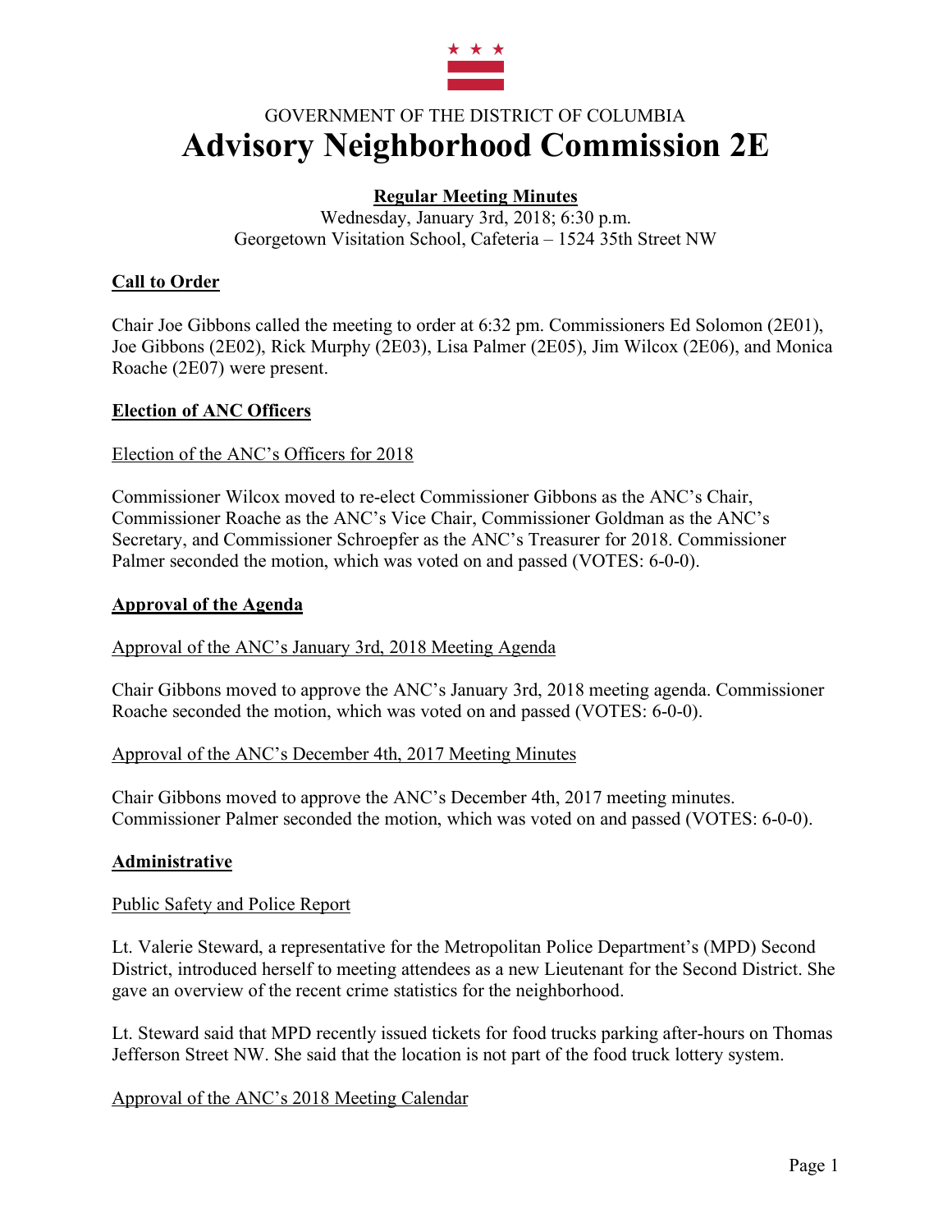GOVERNMENT OF THE DISTRICT OF COLUMBIA

# Advisory Neighborhood Commission 2E

**Regular Meeting Minutes**

Wednesday, January 3rd, 2018; 6:30 p.m.
Georgetown Visitation School, Cafeteria – 1524 35th Street NW

## Call to Order

Chair Joe Gibbons called the meeting to order at 6:32 pm. Commissioners Ed Solomon (2E01), Joe Gibbons (2E02), Rick Murphy (2E03), Lisa Palmer (2E05), Jim Wilcox (2E06), and Monica Roache (2E07) were present.

## Election of ANC Officers

### Election of the ANC's Officers for 2018

Commissioner Wilcox moved to re-elect Commissioner Gibbons as the ANC's Chair, Commissioner Roache as the ANC's Vice Chair, Commissioner Goldman as the ANC's Secretary, and Commissioner Schroepfer as the ANC's Treasurer for 2018. Commissioner Palmer seconded the motion, which was voted on and passed (VOTES: 6-0-0).

## Approval of the Agenda

### Approval of the ANC's January 3rd, 2018 Meeting Agenda

Chair Gibbons moved to approve the ANC's January 3rd, 2018 meeting agenda. Commissioner Roache seconded the motion, which was voted on and passed (VOTES: 6-0-0).

### Approval of the ANC's December 4th, 2017 Meeting Minutes

Chair Gibbons moved to approve the ANC's December 4th, 2017 meeting minutes. Commissioner Palmer seconded the motion, which was voted on and passed (VOTES: 6-0-0).

## Administrative

### Public Safety and Police Report

Lt. Valerie Steward, a representative for the Metropolitan Police Department's (MPD) Second District, introduced herself to meeting attendees as a new Lieutenant for the Second District. She gave an overview of the recent crime statistics for the neighborhood.

Lt. Steward said that MPD recently issued tickets for food trucks parking after-hours on Thomas Jefferson Street NW. She said that the location is not part of the food truck lottery system.

### Approval of the ANC's 2018 Meeting Calendar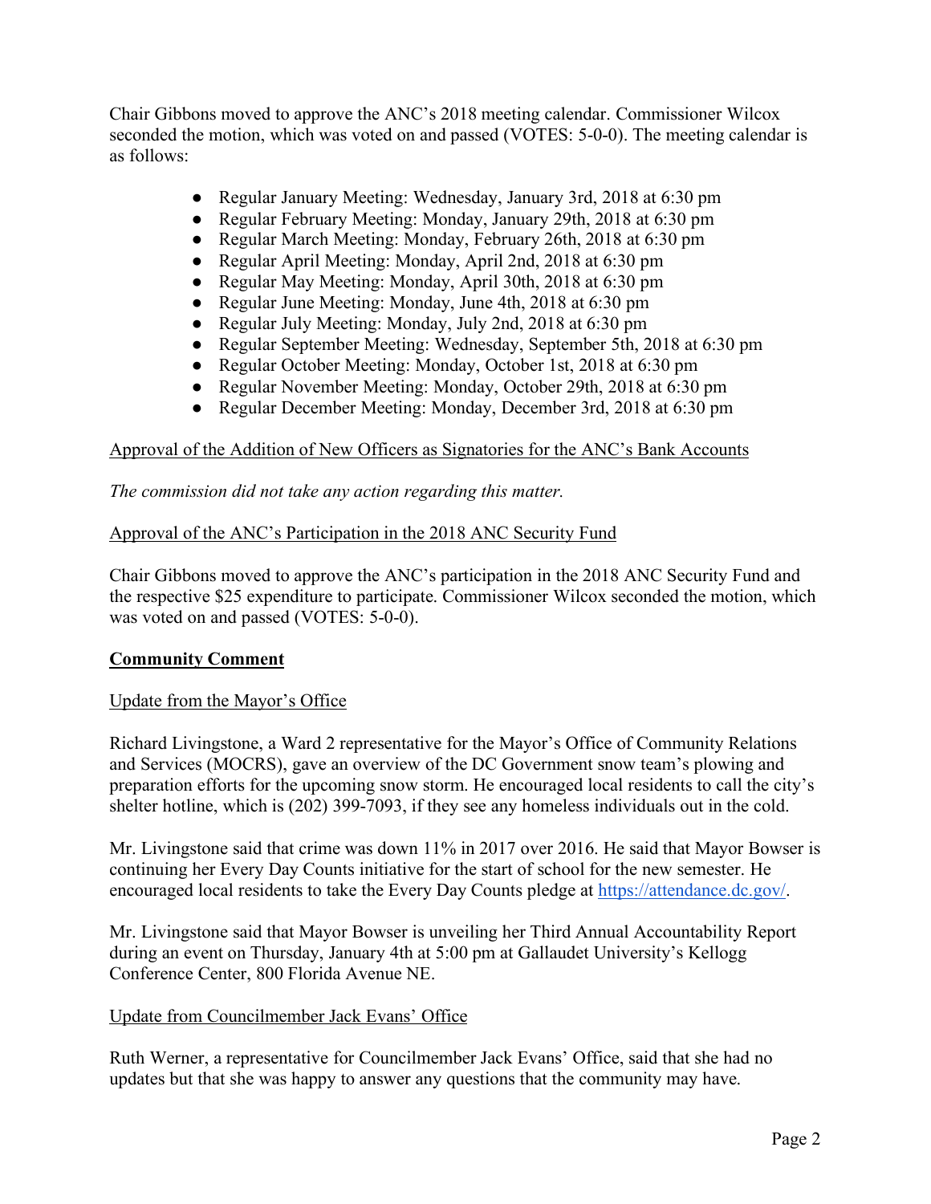Chair Gibbons moved to approve the ANC's 2018 meeting calendar. Commissioner Wilcox seconded the motion, which was voted on and passed (VOTES: 5-0-0). The meeting calendar is as follows:

- Regular January Meeting: Wednesday, January 3rd, 2018 at 6:30 pm
- Regular February Meeting: Monday, January 29th, 2018 at 6:30 pm
- Regular March Meeting: Monday, February 26th, 2018 at 6:30 pm
- Regular April Meeting: Monday, April 2nd, 2018 at 6:30 pm
- Regular May Meeting: Monday, April 30th, 2018 at 6:30 pm
- Regular June Meeting: Monday, June 4th, 2018 at 6:30 pm
- Regular July Meeting: Monday, July 2nd, 2018 at 6:30 pm
- Regular September Meeting: Wednesday, September 5th, 2018 at 6:30 pm
- Regular October Meeting: Monday, October 1st, 2018 at 6:30 pm
- Regular November Meeting: Monday, October 29th, 2018 at 6:30 pm
- Regular December Meeting: Monday, December 3rd, 2018 at 6:30 pm

Approval of the Addition of New Officers as Signatories for the ANC's Bank Accounts

*The commission did not take any action regarding this matter.*

Approval of the ANC's Participation in the 2018 ANC Security Fund

Chair Gibbons moved to approve the ANC's participation in the 2018 ANC Security Fund and the respective $25 expenditure to participate. Commissioner Wilcox seconded the motion, which was voted on and passed (VOTES: 5-0-0).

**Community Comment**

Update from the Mayor's Office

Richard Livingstone, a Ward 2 representative for the Mayor's Office of Community Relations and Services (MOCRS), gave an overview of the DC Government snow team's plowing and preparation efforts for the upcoming snow storm. He encouraged local residents to call the city's shelter hotline, which is (202) 399-7093, if they see any homeless individuals out in the cold.

Mr. Livingstone said that crime was down 11% in 2017 over 2016. He said that Mayor Bowser is continuing her Every Day Counts initiative for the start of school for the new semester. He encouraged local residents to take the Every Day Counts pledge at https://attendance.dc.gov/.

Mr. Livingstone said that Mayor Bowser is unveiling her Third Annual Accountability Report during an event on Thursday, January 4th at 5:00 pm at Gallaudet University's Kellogg Conference Center, 800 Florida Avenue NE.

Update from Councilmember Jack Evans' Office

Ruth Werner, a representative for Councilmember Jack Evans' Office, said that she had no updates but that she was happy to answer any questions that the community may have.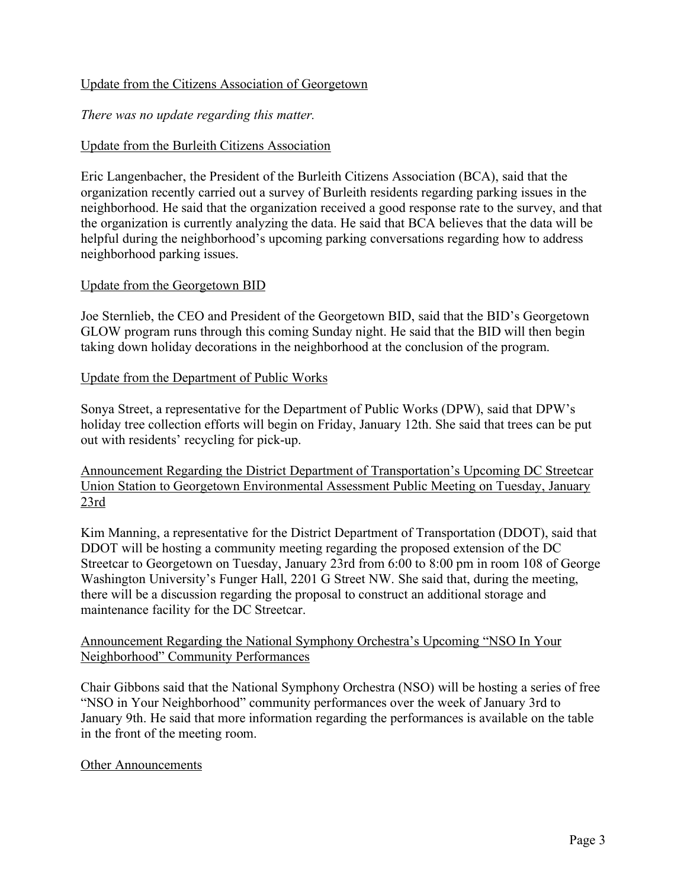Update from the Citizens Association of Georgetown

*There was no update regarding this matter.*

Update from the Burleith Citizens Association

Eric Langenbacher, the President of the Burleith Citizens Association (BCA), said that the organization recently carried out a survey of Burleith residents regarding parking issues in the neighborhood. He said that the organization received a good response rate to the survey, and that the organization is currently analyzing the data. He said that BCA believes that the data will be helpful during the neighborhood's upcoming parking conversations regarding how to address neighborhood parking issues.

Update from the Georgetown BID

Joe Sternlieb, the CEO and President of the Georgetown BID, said that the BID's Georgetown GLOW program runs through this coming Sunday night. He said that the BID will then begin taking down holiday decorations in the neighborhood at the conclusion of the program.

Update from the Department of Public Works

Sonya Street, a representative for the Department of Public Works (DPW), said that DPW's holiday tree collection efforts will begin on Friday, January 12th. She said that trees can be put out with residents' recycling for pick-up.

Announcement Regarding the District Department of Transportation's Upcoming DC Streetcar Union Station to Georgetown Environmental Assessment Public Meeting on Tuesday, January 23rd

Kim Manning, a representative for the District Department of Transportation (DDOT), said that DDOT will be hosting a community meeting regarding the proposed extension of the DC Streetcar to Georgetown on Tuesday, January 23rd from 6:00 to 8:00 pm in room 108 of George Washington University's Funger Hall, 2201 G Street NW. She said that, during the meeting, there will be a discussion regarding the proposal to construct an additional storage and maintenance facility for the DC Streetcar.

Announcement Regarding the National Symphony Orchestra's Upcoming "NSO In Your Neighborhood" Community Performances

Chair Gibbons said that the National Symphony Orchestra (NSO) will be hosting a series of free "NSO in Your Neighborhood" community performances over the week of January 3rd to January 9th. He said that more information regarding the performances is available on the table in the front of the meeting room.

Other Announcements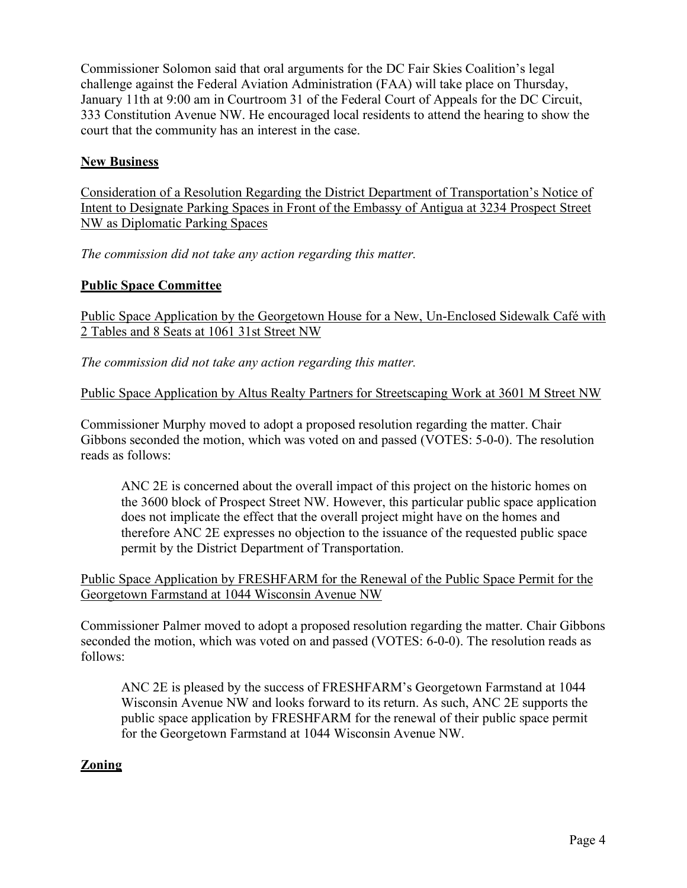Commissioner Solomon said that oral arguments for the DC Fair Skies Coalition's legal challenge against the Federal Aviation Administration (FAA) will take place on Thursday, January 11th at 9:00 am in Courtroom 31 of the Federal Court of Appeals for the DC Circuit, 333 Constitution Avenue NW. He encouraged local residents to attend the hearing to show the court that the community has an interest in the case.

## New Business

Consideration of a Resolution Regarding the District Department of Transportation's Notice of Intent to Designate Parking Spaces in Front of the Embassy of Antigua at 3234 Prospect Street NW as Diplomatic Parking Spaces

*The commission did not take any action regarding this matter.*

## Public Space Committee

Public Space Application by the Georgetown House for a New, Un-Enclosed Sidewalk Café with 2 Tables and 8 Seats at 1061 31st Street NW

*The commission did not take any action regarding this matter.*

Public Space Application by Altus Realty Partners for Streetscaping Work at 3601 M Street NW

Commissioner Murphy moved to adopt a proposed resolution regarding the matter. Chair Gibbons seconded the motion, which was voted on and passed (VOTES: 5-0-0). The resolution reads as follows:

> ANC 2E is concerned about the overall impact of this project on the historic homes on the 3600 block of Prospect Street NW. However, this particular public space application does not implicate the effect that the overall project might have on the homes and therefore ANC 2E expresses no objection to the issuance of the requested public space permit by the District Department of Transportation.

Public Space Application by FRESHFARM for the Renewal of the Public Space Permit for the Georgetown Farmstand at 1044 Wisconsin Avenue NW

Commissioner Palmer moved to adopt a proposed resolution regarding the matter. Chair Gibbons seconded the motion, which was voted on and passed (VOTES: 6-0-0). The resolution reads as follows:

> ANC 2E is pleased by the success of FRESHFARM's Georgetown Farmstand at 1044 Wisconsin Avenue NW and looks forward to its return. As such, ANC 2E supports the public space application by FRESHFARM for the renewal of their public space permit for the Georgetown Farmstand at 1044 Wisconsin Avenue NW.

## Zoning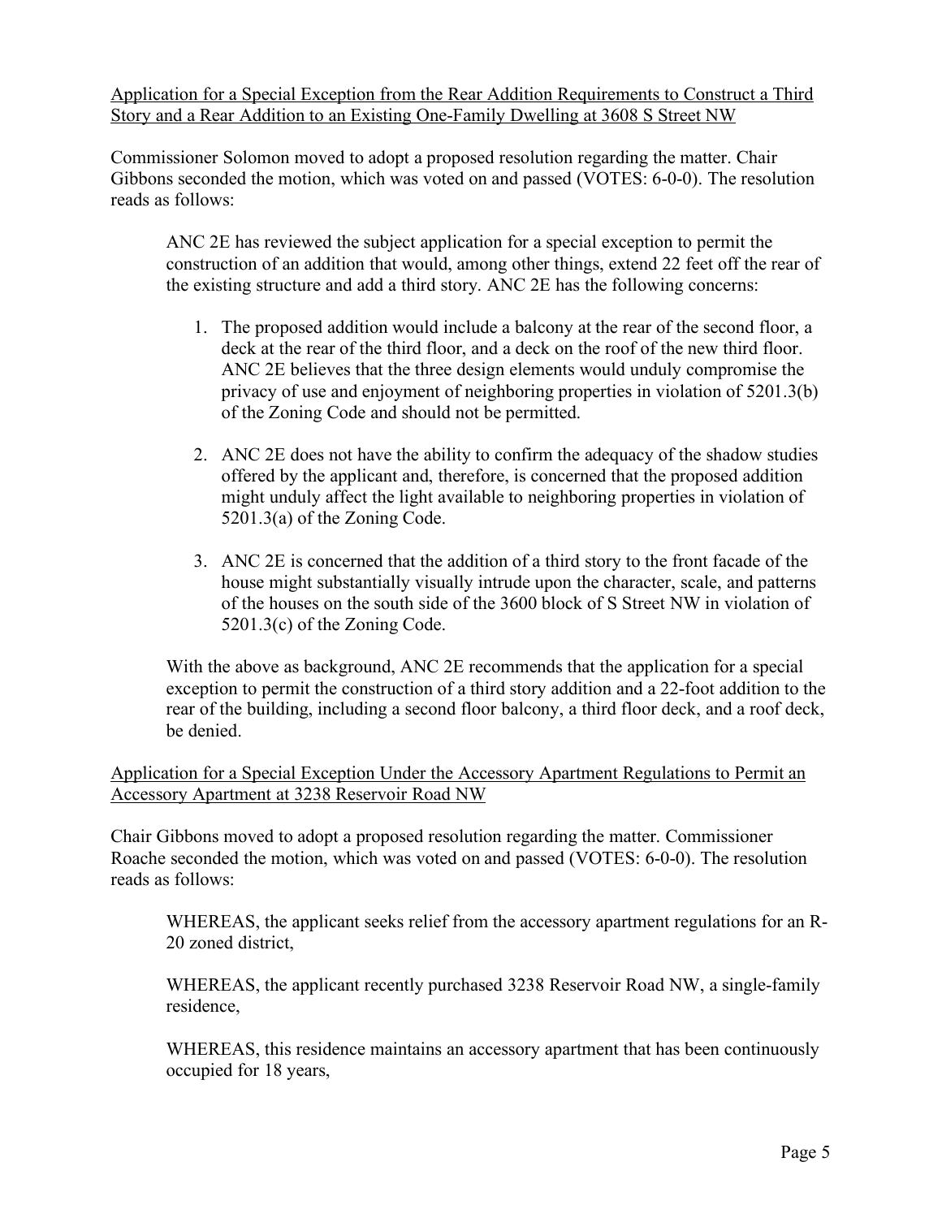Application for a Special Exception from the Rear Addition Requirements to Construct a Third Story and a Rear Addition to an Existing One-Family Dwelling at 3608 S Street NW

Commissioner Solomon moved to adopt a proposed resolution regarding the matter. Chair Gibbons seconded the motion, which was voted on and passed (VOTES: 6-0-0). The resolution reads as follows:

> ANC 2E has reviewed the subject application for a special exception to permit the construction of an addition that would, among other things, extend 22 feet off the rear of the existing structure and add a third story. ANC 2E has the following concerns:
>
> 1. The proposed addition would include a balcony at the rear of the second floor, a deck at the rear of the third floor, and a deck on the roof of the new third floor. ANC 2E believes that the three design elements would unduly compromise the privacy of use and enjoyment of neighboring properties in violation of 5201.3(b) of the Zoning Code and should not be permitted.
>
> 2. ANC 2E does not have the ability to confirm the adequacy of the shadow studies offered by the applicant and, therefore, is concerned that the proposed addition might unduly affect the light available to neighboring properties in violation of 5201.3(a) of the Zoning Code.
>
> 3. ANC 2E is concerned that the addition of a third story to the front facade of the house might substantially visually intrude upon the character, scale, and patterns of the houses on the south side of the 3600 block of S Street NW in violation of 5201.3(c) of the Zoning Code.
>
> With the above as background, ANC 2E recommends that the application for a special exception to permit the construction of a third story addition and a 22-foot addition to the rear of the building, including a second floor balcony, a third floor deck, and a roof deck, be denied.

Application for a Special Exception Under the Accessory Apartment Regulations to Permit an Accessory Apartment at 3238 Reservoir Road NW

Chair Gibbons moved to adopt a proposed resolution regarding the matter. Commissioner Roache seconded the motion, which was voted on and passed (VOTES: 6-0-0). The resolution reads as follows:

> WHEREAS, the applicant seeks relief from the accessory apartment regulations for an R-20 zoned district,
>
> WHEREAS, the applicant recently purchased 3238 Reservoir Road NW, a single-family residence,
>
> WHEREAS, this residence maintains an accessory apartment that has been continuously occupied for 18 years,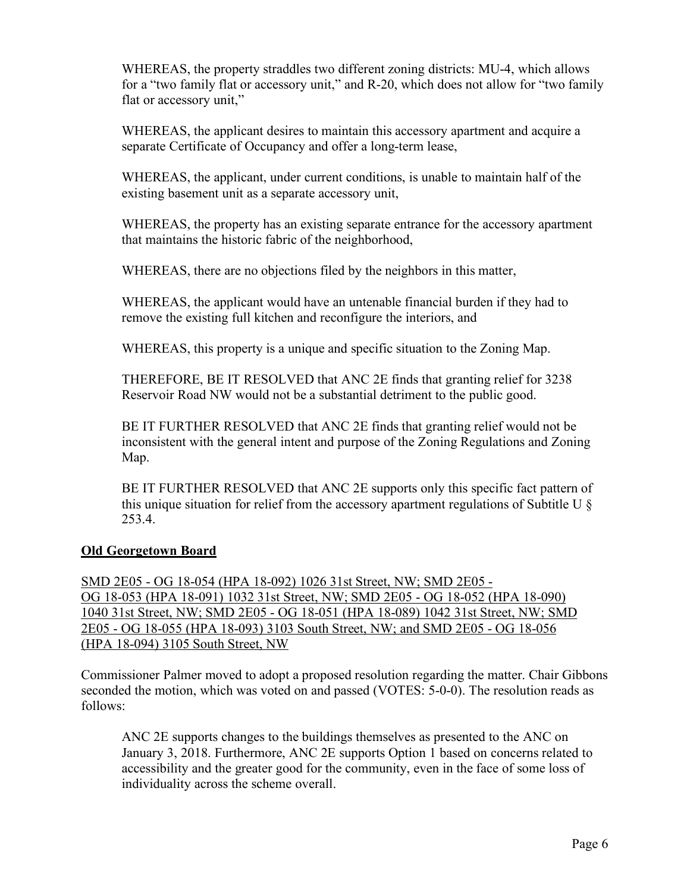WHEREAS, the property straddles two different zoning districts: MU-4, which allows for a "two family flat or accessory unit," and R-20, which does not allow for "two family flat or accessory unit,"

WHEREAS, the applicant desires to maintain this accessory apartment and acquire a separate Certificate of Occupancy and offer a long-term lease,

WHEREAS, the applicant, under current conditions, is unable to maintain half of the existing basement unit as a separate accessory unit,

WHEREAS, the property has an existing separate entrance for the accessory apartment that maintains the historic fabric of the neighborhood,

WHEREAS, there are no objections filed by the neighbors in this matter,

WHEREAS, the applicant would have an untenable financial burden if they had to remove the existing full kitchen and reconfigure the interiors, and

WHEREAS, this property is a unique and specific situation to the Zoning Map.

THEREFORE, BE IT RESOLVED that ANC 2E finds that granting relief for 3238 Reservoir Road NW would not be a substantial detriment to the public good.

BE IT FURTHER RESOLVED that ANC 2E finds that granting relief would not be inconsistent with the general intent and purpose of the Zoning Regulations and Zoning Map.

BE IT FURTHER RESOLVED that ANC 2E supports only this specific fact pattern of this unique situation for relief from the accessory apartment regulations of Subtitle U § 253.4.

**Old Georgetown Board**

SMD 2E05 - OG 18-054 (HPA 18-092) 1026 31st Street, NW; SMD 2E05 - OG 18-053 (HPA 18-091) 1032 31st Street, NW; SMD 2E05 - OG 18-052 (HPA 18-090) 1040 31st Street, NW; SMD 2E05 - OG 18-051 (HPA 18-089) 1042 31st Street, NW; SMD 2E05 - OG 18-055 (HPA 18-093) 3103 South Street, NW; and SMD 2E05 - OG 18-056 (HPA 18-094) 3105 South Street, NW

Commissioner Palmer moved to adopt a proposed resolution regarding the matter. Chair Gibbons seconded the motion, which was voted on and passed (VOTES: 5-0-0). The resolution reads as follows:

ANC 2E supports changes to the buildings themselves as presented to the ANC on January 3, 2018. Furthermore, ANC 2E supports Option 1 based on concerns related to accessibility and the greater good for the community, even in the face of some loss of individuality across the scheme overall.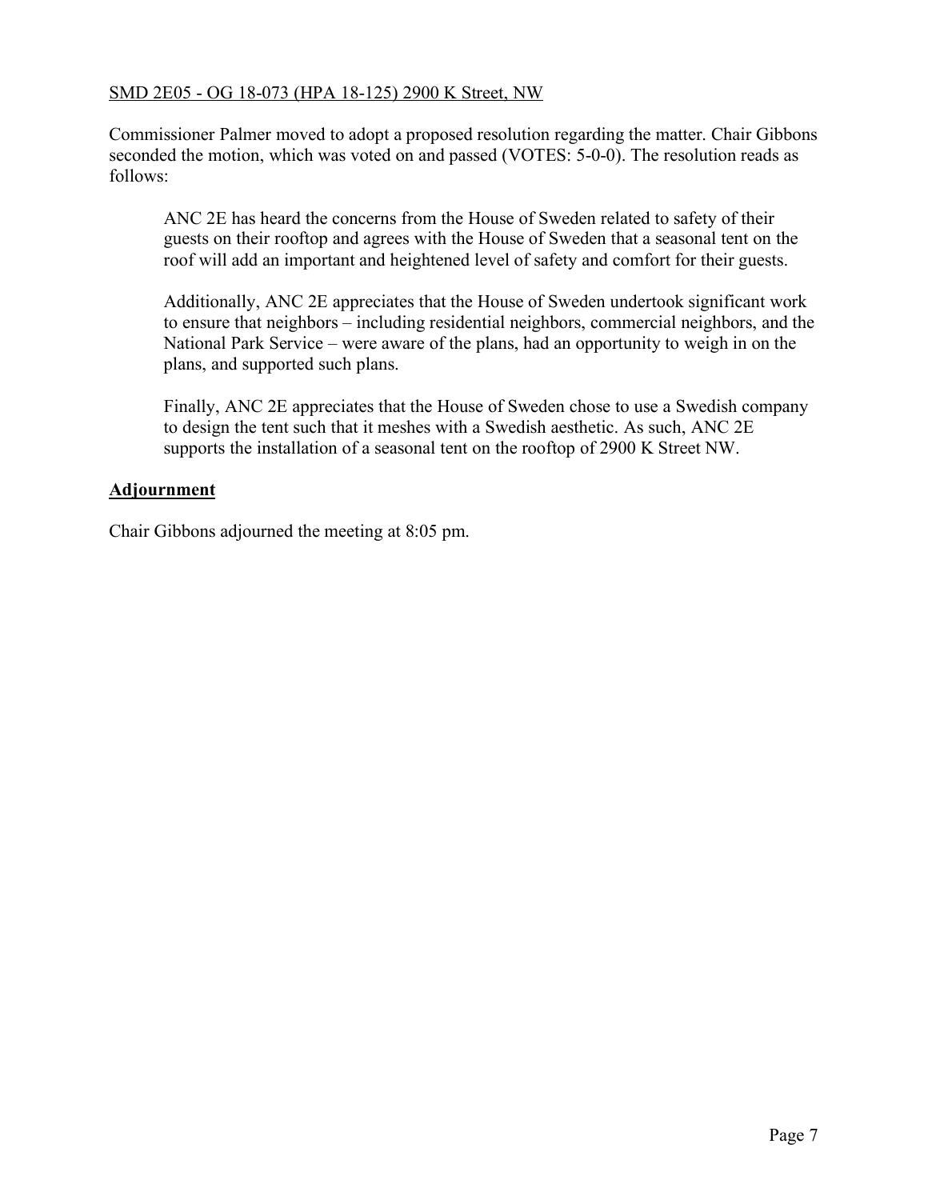SMD 2E05 - OG 18-073 (HPA 18-125) 2900 K Street, NW

Commissioner Palmer moved to adopt a proposed resolution regarding the matter. Chair Gibbons seconded the motion, which was voted on and passed (VOTES: 5-0-0). The resolution reads as follows:

> ANC 2E has heard the concerns from the House of Sweden related to safety of their guests on their rooftop and agrees with the House of Sweden that a seasonal tent on the roof will add an important and heightened level of safety and comfort for their guests.
>
> Additionally, ANC 2E appreciates that the House of Sweden undertook significant work to ensure that neighbors – including residential neighbors, commercial neighbors, and the National Park Service – were aware of the plans, had an opportunity to weigh in on the plans, and supported such plans.
>
> Finally, ANC 2E appreciates that the House of Sweden chose to use a Swedish company to design the tent such that it meshes with a Swedish aesthetic. As such, ANC 2E supports the installation of a seasonal tent on the rooftop of 2900 K Street NW.

## Adjournment

Chair Gibbons adjourned the meeting at 8:05 pm.